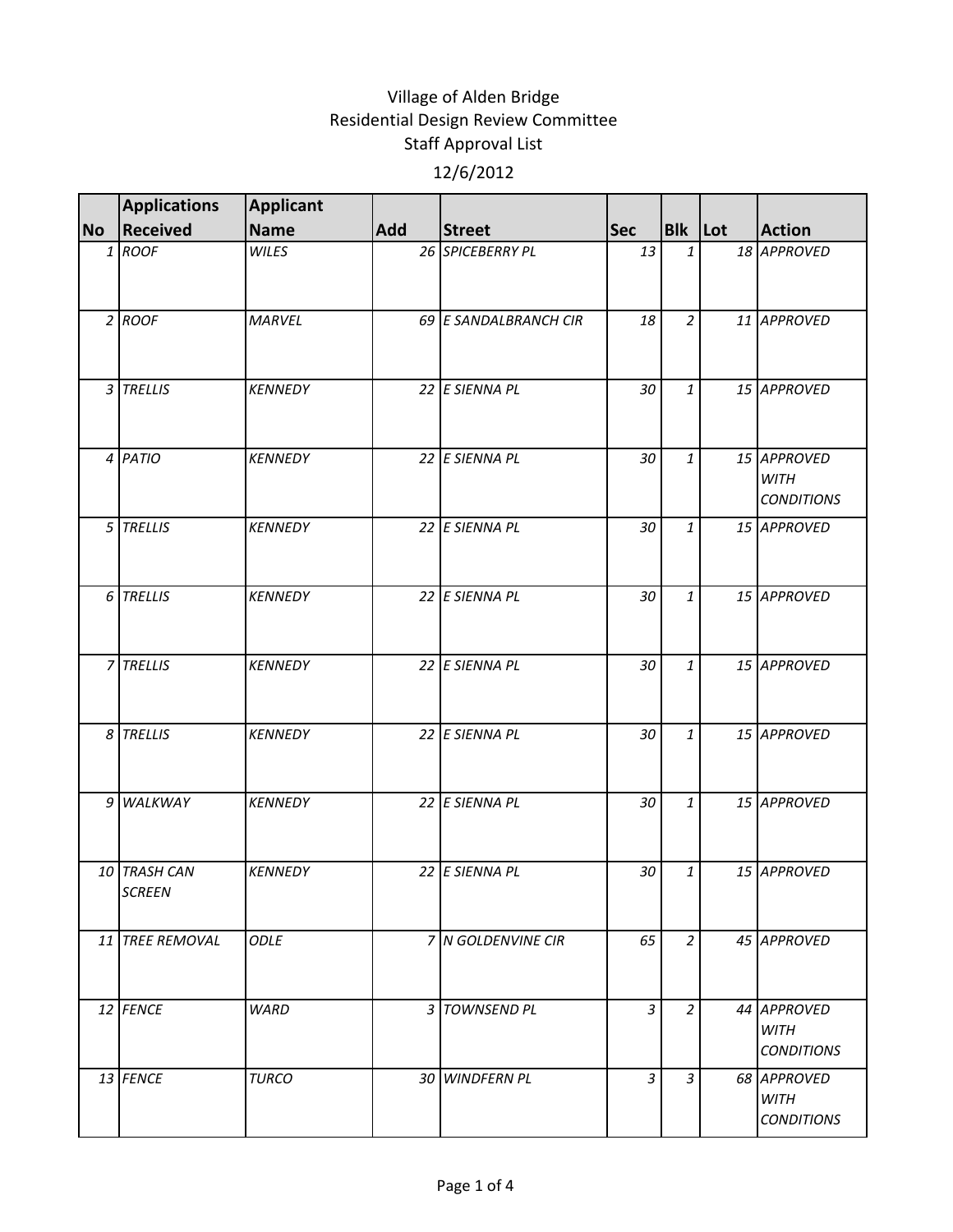Village of Alden Bridge
Residential Design Review Committee
Staff Approval List
12/6/2012

| No | Applications Received | Applicant Name | Add | Street | Sec | Blk | Lot | Action |
|---|---|---|---|---|---|---|---|---|
| 1 | *ROOF* | *WILES* | 26 | *SPICEBERRY PL* | 13 | 1 | 18 | *APPROVED* |
| 2 | *ROOF* | *MARVEL* | 69 | *E SANDALBRANCH CIR* | 18 | 2 | 11 | *APPROVED* |
| 3 | *TRELLIS* | *KENNEDY* | 22 | *E SIENNA PL* | 30 | 1 | 15 | *APPROVED* |
| 4 | *PATIO* | *KENNEDY* | 22 | *E SIENNA PL* | 30 | 1 | 15 | *APPROVED WITH CONDITIONS* |
| 5 | *TRELLIS* | *KENNEDY* | 22 | *E SIENNA PL* | 30 | 1 | 15 | *APPROVED* |
| 6 | *TRELLIS* | *KENNEDY* | 22 | *E SIENNA PL* | 30 | 1 | 15 | *APPROVED* |
| 7 | *TRELLIS* | *KENNEDY* | 22 | *E SIENNA PL* | 30 | 1 | 15 | *APPROVED* |
| 8 | *TRELLIS* | *KENNEDY* | 22 | *E SIENNA PL* | 30 | 1 | 15 | *APPROVED* |
| 9 | *WALKWAY* | *KENNEDY* | 22 | *E SIENNA PL* | 30 | 1 | 15 | *APPROVED* |
| 10 | *TRASH CAN SCREEN* | *KENNEDY* | 22 | *E SIENNA PL* | 30 | 1 | 15 | *APPROVED* |
| 11 | *TREE REMOVAL* | *ODLE* | 7 | *N GOLDENVINE CIR* | 65 | 2 | 45 | *APPROVED* |
| 12 | *FENCE* | *WARD* | 3 | *TOWNSEND PL* | 3 | 2 | 44 | *APPROVED WITH CONDITIONS* |
| 13 | *FENCE* | *TURCO* | 30 | *WINDFERN PL* | 3 | 3 | 68 | *APPROVED WITH CONDITIONS* |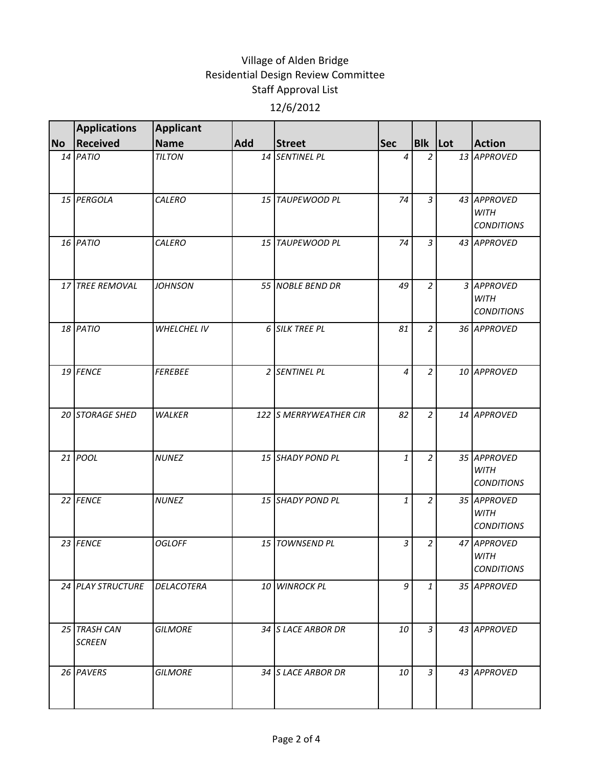Village of Alden Bridge
Residential Design Review Committee
Staff Approval List
12/6/2012

| No | Applications Received | Applicant Name | Add | Street | Sec | Blk | Lot | Action |
|---|---|---|---|---|---|---|---|---|
| 14 | PATIO | TILTON | 14 | SENTINEL PL | 4 | 2 | 13 | APPROVED |
| 15 | PERGOLA | CALERO | 15 | TAUPEWOOD PL | 74 | 3 | 43 | APPROVED WITH CONDITIONS |
| 16 | PATIO | CALERO | 15 | TAUPEWOOD PL | 74 | 3 | 43 | APPROVED |
| 17 | TREE REMOVAL | JOHNSON | 55 | NOBLE BEND DR | 49 | 2 | 3 | APPROVED WITH CONDITIONS |
| 18 | PATIO | WHELCHEL IV | 6 | SILK TREE PL | 81 | 2 | 36 | APPROVED |
| 19 | FENCE | FEREBEE | 2 | SENTINEL PL | 4 | 2 | 10 | APPROVED |
| 20 | STORAGE SHED | WALKER | 122 | S MERRYWEATHER CIR | 82 | 2 | 14 | APPROVED |
| 21 | POOL | NUNEZ | 15 | SHADY POND PL | 1 | 2 | 35 | APPROVED WITH CONDITIONS |
| 22 | FENCE | NUNEZ | 15 | SHADY POND PL | 1 | 2 | 35 | APPROVED WITH CONDITIONS |
| 23 | FENCE | OGLOFF | 15 | TOWNSEND PL | 3 | 2 | 47 | APPROVED WITH CONDITIONS |
| 24 | PLAY STRUCTURE | DELACOTERA | 10 | WINROCK PL | 9 | 1 | 35 | APPROVED |
| 25 | TRASH CAN SCREEN | GILMORE | 34 | S LACE ARBOR DR | 10 | 3 | 43 | APPROVED |
| 26 | PAVERS | GILMORE | 34 | S LACE ARBOR DR | 10 | 3 | 43 | APPROVED |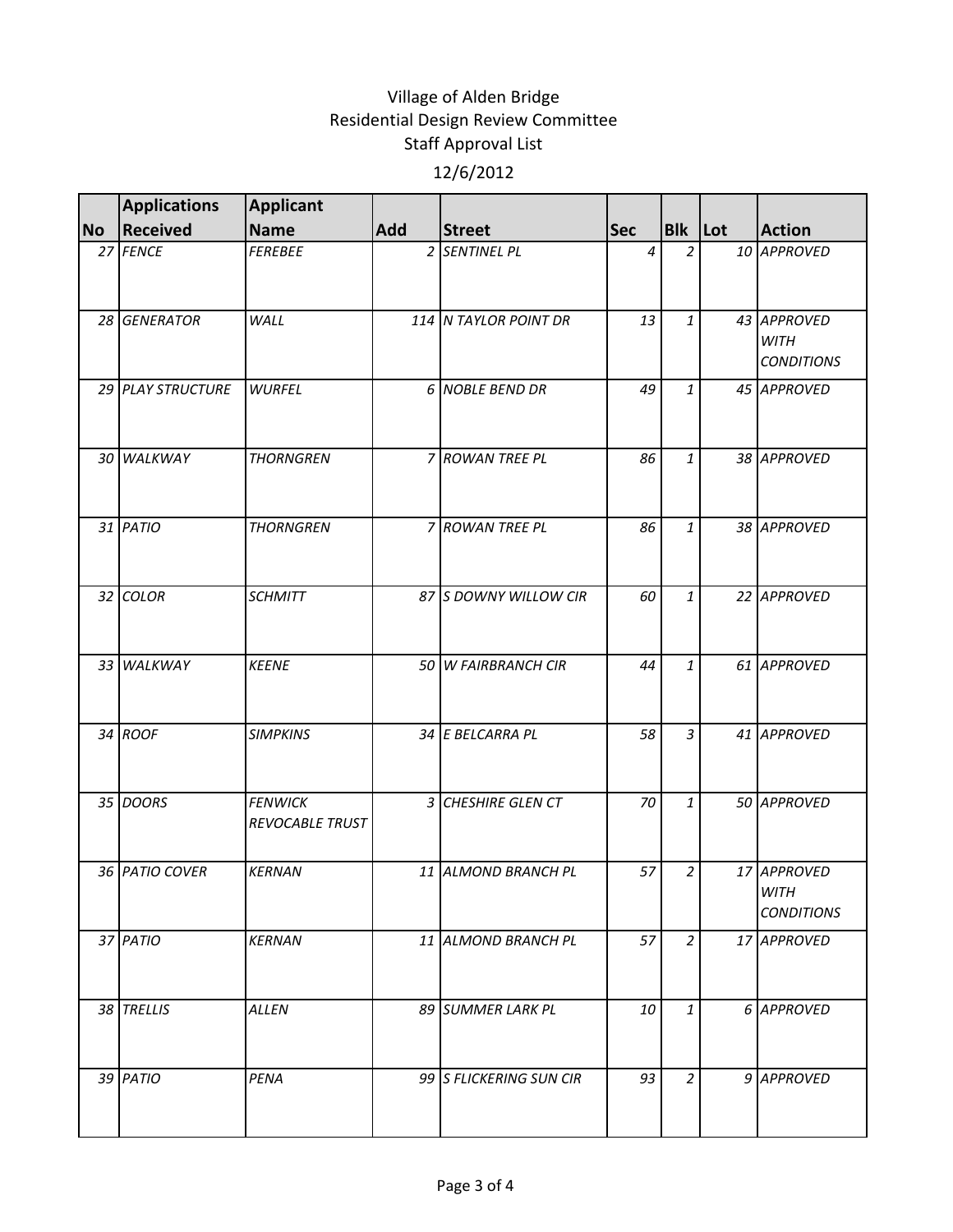Village of Alden Bridge
Residential Design Review Committee
Staff Approval List
12/6/2012

| No | Applications Received | Applicant Name | Add | Street | Sec | Blk | Lot | Action |
|---|---|---|---|---|---|---|---|---|
| 27 | FENCE | FEREBEE | 2 | SENTINEL PL | 4 | 2 | 10 | APPROVED |
| 28 | GENERATOR | WALL | 114 | N TAYLOR POINT DR | 13 | 1 | 43 | APPROVED WITH CONDITIONS |
| 29 | PLAY STRUCTURE | WURFEL | 6 | NOBLE BEND DR | 49 | 1 | 45 | APPROVED |
| 30 | WALKWAY | THORNGREN | 7 | ROWAN TREE PL | 86 | 1 | 38 | APPROVED |
| 31 | PATIO | THORNGREN | 7 | ROWAN TREE PL | 86 | 1 | 38 | APPROVED |
| 32 | COLOR | SCHMITT | 87 | S DOWNY WILLOW CIR | 60 | 1 | 22 | APPROVED |
| 33 | WALKWAY | KEENE | 50 | W FAIRBRANCH CIR | 44 | 1 | 61 | APPROVED |
| 34 | ROOF | SIMPKINS | 34 | E BELCARRA PL | 58 | 3 | 41 | APPROVED |
| 35 | DOORS | FENWICK REVOCABLE TRUST | 3 | CHESHIRE GLEN CT | 70 | 1 | 50 | APPROVED |
| 36 | PATIO COVER | KERNAN | 11 | ALMOND BRANCH PL | 57 | 2 | 17 | APPROVED WITH CONDITIONS |
| 37 | PATIO | KERNAN | 11 | ALMOND BRANCH PL | 57 | 2 | 17 | APPROVED |
| 38 | TRELLIS | ALLEN | 89 | SUMMER LARK PL | 10 | 1 | 6 | APPROVED |
| 39 | PATIO | PENA | 99 | S FLICKERING SUN CIR | 93 | 2 | 9 | APPROVED |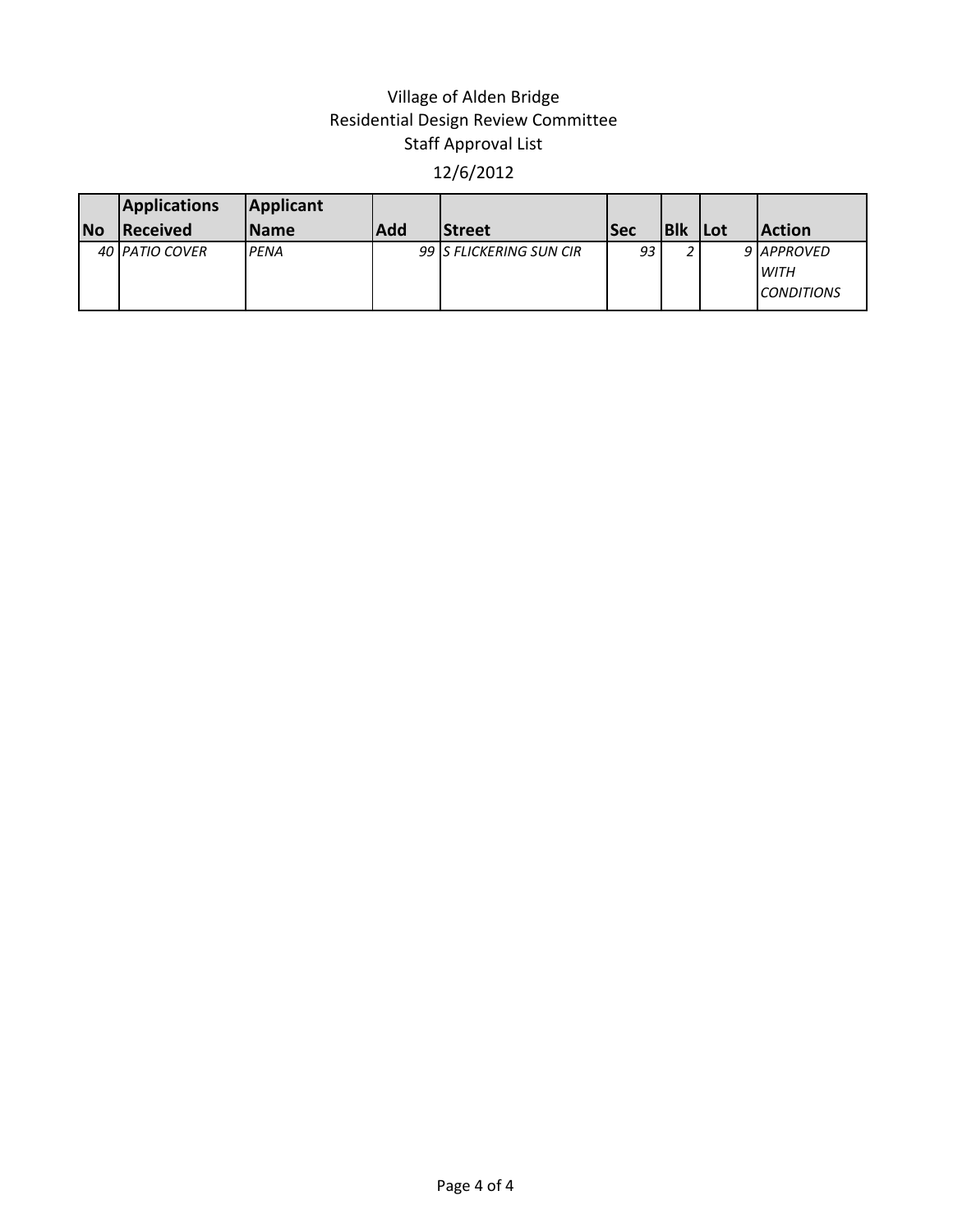Village of Alden Bridge
Residential Design Review Committee
Staff Approval List
12/6/2012

| No | Applications Received | Applicant Name | Add | Street | Sec | Blk | Lot | Action |
|---|---|---|---|---|---|---|---|---|
| *40* | *PATIO COVER* | *PENA* | *99* | *S FLICKERING SUN CIR* | *93* | *2* | *9* | *APPROVED WITH CONDITIONS* |